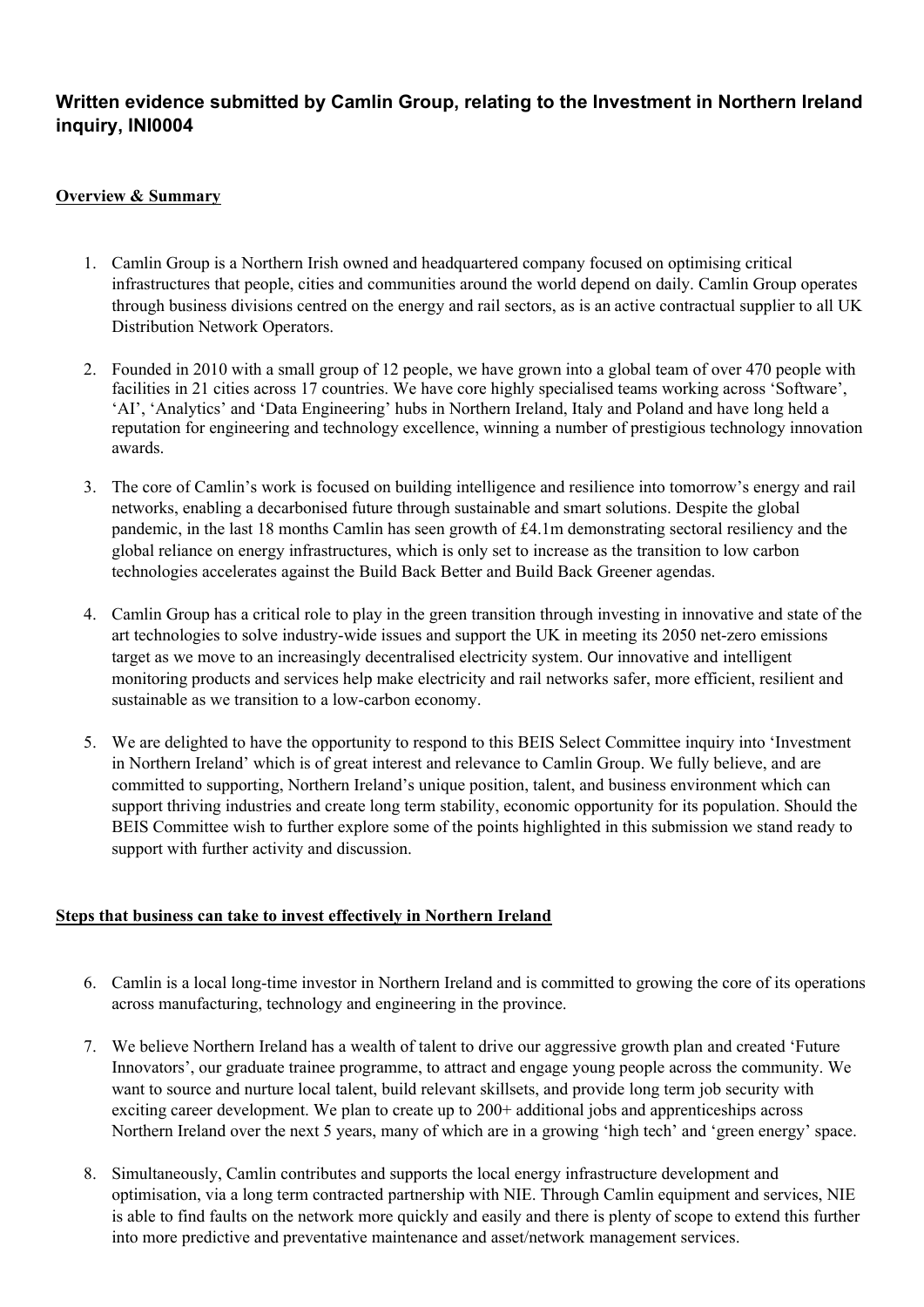**Written evidence submitted by Camlin Group, relating to the Investment in Northern Ireland inquiry, INI0004**

**Overview & Summary**

1. Camlin Group is a Northern Irish owned and headquartered company focused on optimising critical infrastructures that people, cities and communities around the world depend on daily. Camlin Group operates through business divisions centred on the energy and rail sectors, as is an active contractual supplier to all UK Distribution Network Operators.

2. Founded in 2010 with a small group of 12 people, we have grown into a global team of over 470 people with facilities in 21 cities across 17 countries. We have core highly specialised teams working across 'Software', 'AI', 'Analytics' and 'Data Engineering' hubs in Northern Ireland, Italy and Poland and have long held a reputation for engineering and technology excellence, winning a number of prestigious technology innovation awards.

3. The core of Camlin's work is focused on building intelligence and resilience into tomorrow's energy and rail networks, enabling a decarbonised future through sustainable and smart solutions. Despite the global pandemic, in the last 18 months Camlin has seen growth of £4.1m demonstrating sectoral resiliency and the global reliance on energy infrastructures, which is only set to increase as the transition to low carbon technologies accelerates against the Build Back Better and Build Back Greener agendas.

4. Camlin Group has a critical role to play in the green transition through investing in innovative and state of the art technologies to solve industry-wide issues and support the UK in meeting its 2050 net-zero emissions target as we move to an increasingly decentralised electricity system. Our innovative and intelligent monitoring products and services help make electricity and rail networks safer, more efficient, resilient and sustainable as we transition to a low-carbon economy.

5. We are delighted to have the opportunity to respond to this BEIS Select Committee inquiry into 'Investment in Northern Ireland' which is of great interest and relevance to Camlin Group. We fully believe, and are committed to supporting, Northern Ireland's unique position, talent, and business environment which can support thriving industries and create long term stability, economic opportunity for its population. Should the BEIS Committee wish to further explore some of the points highlighted in this submission we stand ready to support with further activity and discussion.

**Steps that business can take to invest effectively in Northern Ireland**

6. Camlin is a local long-time investor in Northern Ireland and is committed to growing the core of its operations across manufacturing, technology and engineering in the province.

7. We believe Northern Ireland has a wealth of talent to drive our aggressive growth plan and created 'Future Innovators', our graduate trainee programme, to attract and engage young people across the community. We want to source and nurture local talent, build relevant skillsets, and provide long term job security with exciting career development. We plan to create up to 200+ additional jobs and apprenticeships across Northern Ireland over the next 5 years, many of which are in a growing 'high tech' and 'green energy' space.

8. Simultaneously, Camlin contributes and supports the local energy infrastructure development and optimisation, via a long term contracted partnership with NIE. Through Camlin equipment and services, NIE is able to find faults on the network more quickly and easily and there is plenty of scope to extend this further into more predictive and preventative maintenance and asset/network management services.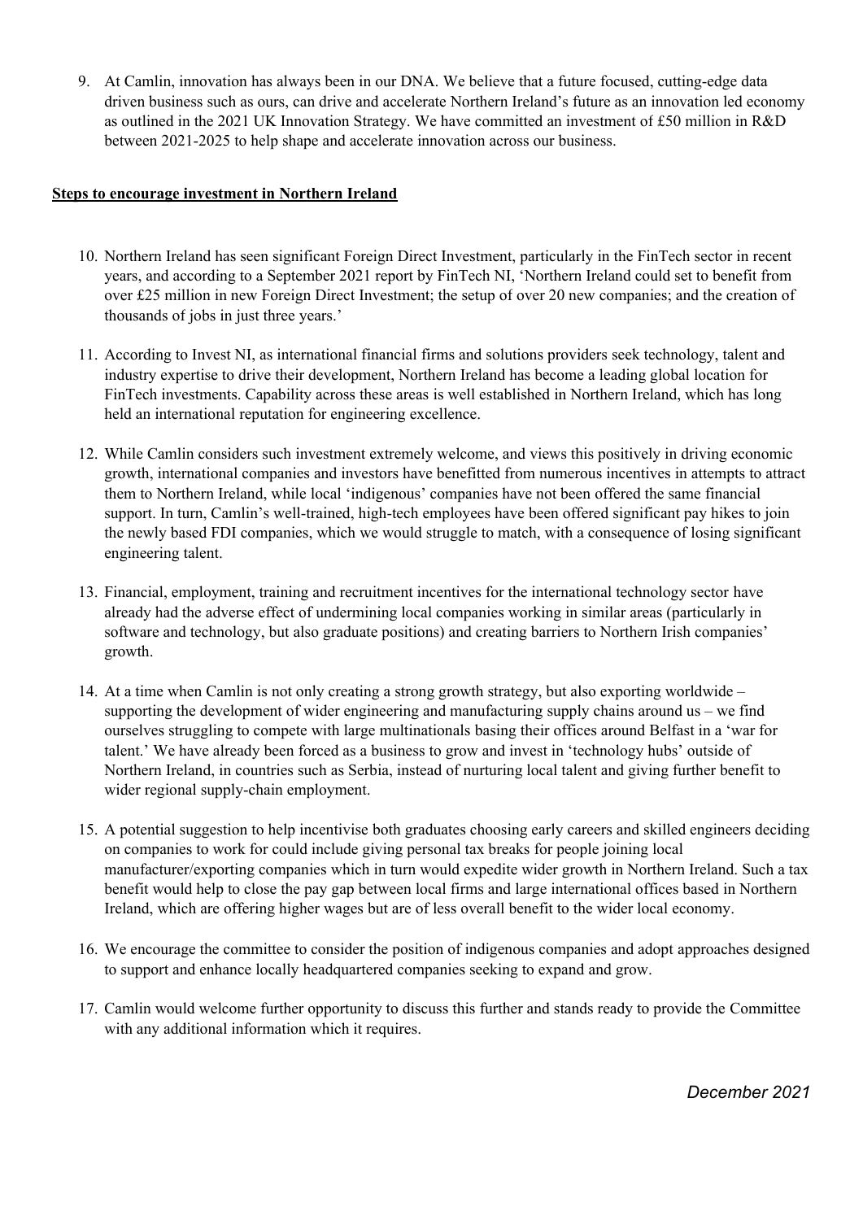9. At Camlin, innovation has always been in our DNA. We believe that a future focused, cutting-edge data driven business such as ours, can drive and accelerate Northern Ireland's future as an innovation led economy as outlined in the 2021 UK Innovation Strategy. We have committed an investment of £50 million in R&D between 2021-2025 to help shape and accelerate innovation across our business.

**Steps to encourage investment in Northern Ireland**

10. Northern Ireland has seen significant Foreign Direct Investment, particularly in the FinTech sector in recent years, and according to a September 2021 report by FinTech NI, 'Northern Ireland could set to benefit from over £25 million in new Foreign Direct Investment; the setup of over 20 new companies; and the creation of thousands of jobs in just three years.'

11. According to Invest NI, as international financial firms and solutions providers seek technology, talent and industry expertise to drive their development, Northern Ireland has become a leading global location for FinTech investments. Capability across these areas is well established in Northern Ireland, which has long held an international reputation for engineering excellence.

12. While Camlin considers such investment extremely welcome, and views this positively in driving economic growth, international companies and investors have benefitted from numerous incentives in attempts to attract them to Northern Ireland, while local 'indigenous' companies have not been offered the same financial support. In turn, Camlin's well-trained, high-tech employees have been offered significant pay hikes to join the newly based FDI companies, which we would struggle to match, with a consequence of losing significant engineering talent.

13. Financial, employment, training and recruitment incentives for the international technology sector have already had the adverse effect of undermining local companies working in similar areas (particularly in software and technology, but also graduate positions) and creating barriers to Northern Irish companies' growth.

14. At a time when Camlin is not only creating a strong growth strategy, but also exporting worldwide – supporting the development of wider engineering and manufacturing supply chains around us – we find ourselves struggling to compete with large multinationals basing their offices around Belfast in a 'war for talent.' We have already been forced as a business to grow and invest in 'technology hubs' outside of Northern Ireland, in countries such as Serbia, instead of nurturing local talent and giving further benefit to wider regional supply-chain employment.

15. A potential suggestion to help incentivise both graduates choosing early careers and skilled engineers deciding on companies to work for could include giving personal tax breaks for people joining local manufacturer/exporting companies which in turn would expedite wider growth in Northern Ireland. Such a tax benefit would help to close the pay gap between local firms and large international offices based in Northern Ireland, which are offering higher wages but are of less overall benefit to the wider local economy.

16. We encourage the committee to consider the position of indigenous companies and adopt approaches designed to support and enhance locally headquartered companies seeking to expand and grow.

17. Camlin would welcome further opportunity to discuss this further and stands ready to provide the Committee with any additional information which it requires.

*December 2021*